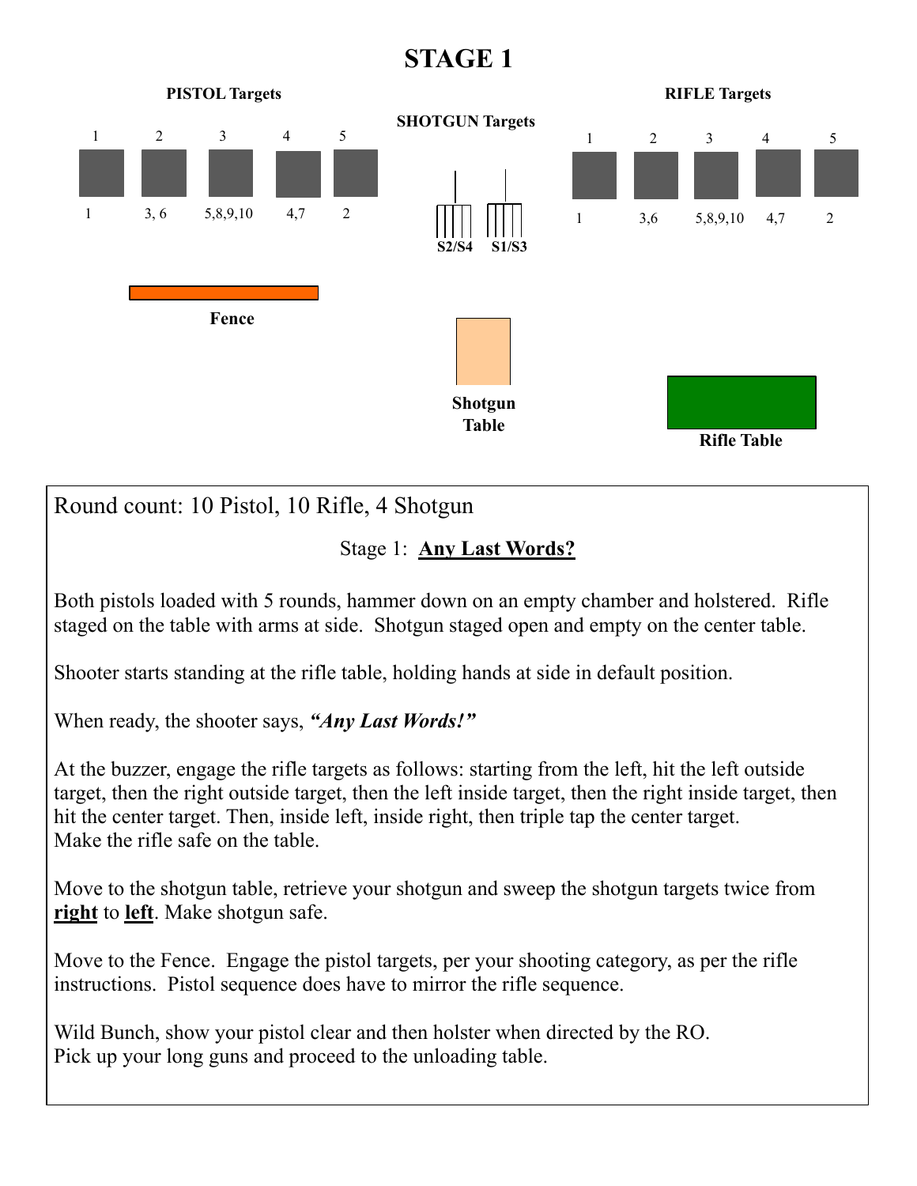# STAGE 1

**PISTOL Targets**

| 1 | 2 | 3 | 4 | 5 |
|---|---|---|---|---|
| 1 | 3, 6 | 5,8,9,10 | 4,7 | 2 |

**SHOTGUN Targets**

S2/S4 S1/S3

**RIFLE Targets**

| 1 | 2 | 3 | 4 | 5 |
|---|---|---|---|---|
| 1 | 3,6 | 5,8,9,10 | 4,7 | 2 |

**Fence**

**Shotgun Table**

**Rifle Table**

Round count: 10 Pistol, 10 Rifle, 4 Shotgun

Stage 1: **Any Last Words?**

Both pistols loaded with 5 rounds, hammer down on an empty chamber and holstered. Rifle staged on the table with arms at side. Shotgun staged open and empty on the center table.

Shooter starts standing at the rifle table, holding hands at side in default position.

When ready, the shooter says, ***"Any Last Words!"***

At the buzzer, engage the rifle targets as follows: starting from the left, hit the left outside target, then the right outside target, then the left inside target, then the right inside target, then hit the center target. Then, inside left, inside right, then triple tap the center target.
Make the rifle safe on the table.

Move to the shotgun table, retrieve your shotgun and sweep the shotgun targets twice from **right** to **left**. Make shotgun safe.

Move to the Fence. Engage the pistol targets, per your shooting category, as per the rifle instructions. Pistol sequence does have to mirror the rifle sequence.

Wild Bunch, show your pistol clear and then holster when directed by the RO.
Pick up your long guns and proceed to the unloading table.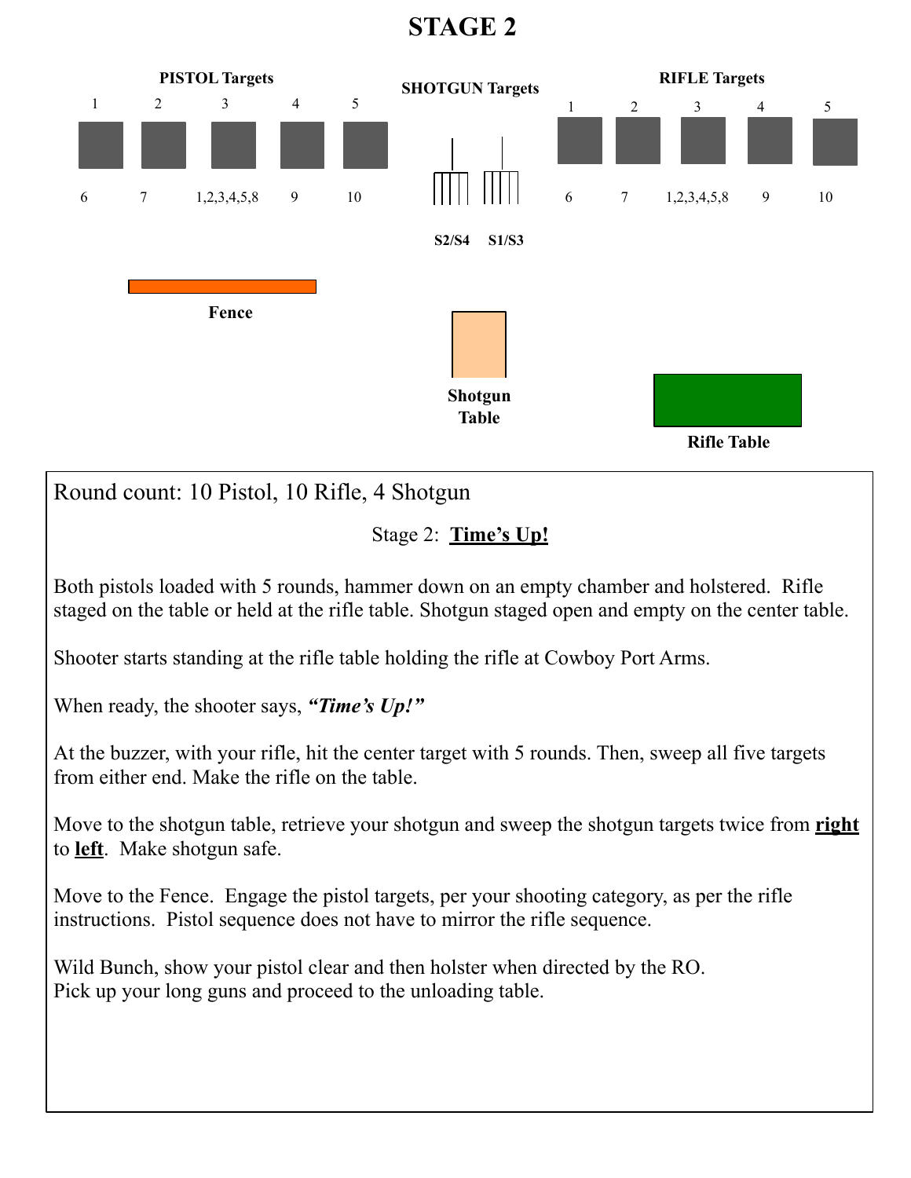# STAGE 2

**PISTOL Targets**

| 1 | 2 | 3 | 4 | 5 |
|---|---|---|---|---|
| 6 | 7 | 1,2,3,4,5,8 | 9 | 10 |

**SHOTGUN Targets**

S2/S4 S1/S3

**RIFLE Targets**

| 1 | 2 | 3 | 4 | 5 |
|---|---|---|---|---|
| 6 | 7 | 1,2,3,4,5,8 | 9 | 10 |

**Fence**

**Shotgun Table**

**Rifle Table**

Round count: 10 Pistol, 10 Rifle, 4 Shotgun

Stage 2: **Time's Up!**

Both pistols loaded with 5 rounds, hammer down on an empty chamber and holstered. Rifle staged on the table or held at the rifle table. Shotgun staged open and empty on the center table.

Shooter starts standing at the rifle table holding the rifle at Cowboy Port Arms.

When ready, the shooter says, ***"Time's Up!"***

At the buzzer, with your rifle, hit the center target with 5 rounds. Then, sweep all five targets from either end. Make the rifle on the table.

Move to the shotgun table, retrieve your shotgun and sweep the shotgun targets twice from **right** to **left**. Make shotgun safe.

Move to the Fence. Engage the pistol targets, per your shooting category, as per the rifle instructions. Pistol sequence does not have to mirror the rifle sequence.

Wild Bunch, show your pistol clear and then holster when directed by the RO.
Pick up your long guns and proceed to the unloading table.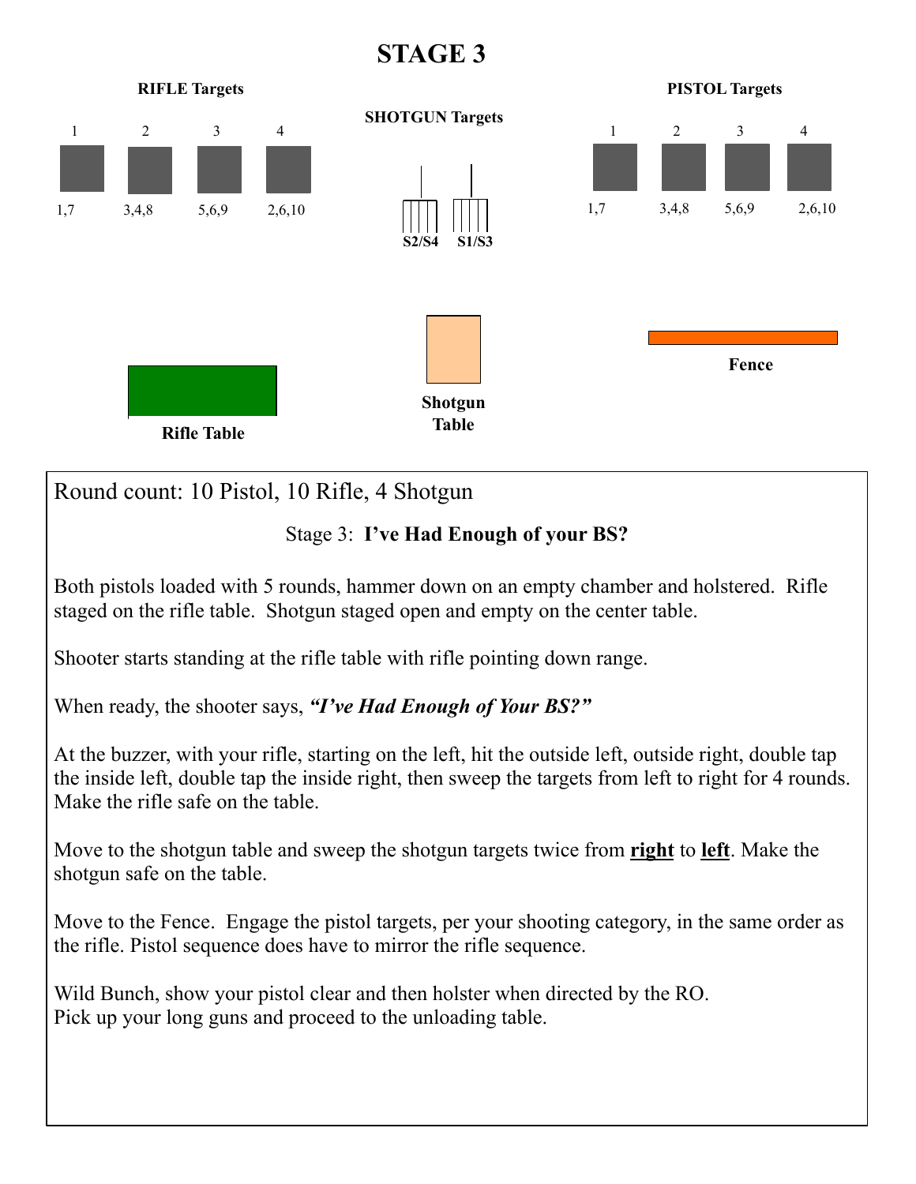# STAGE 3

**RIFLE Targets**

| 1 | 2 | 3 | 4 |
|---|---|---|---|
| 1,7 | 3,4,8 | 5,6,9 | 2,6,10 |

**SHOTGUN Targets**

S2/S4 S1/S3

**PISTOL Targets**

| 1 | 2 | 3 | 4 |
|---|---|---|---|
| 1,7 | 3,4,8 | 5,6,9 | 2,6,10 |

**Rifle Table**

**Shotgun Table**

**Fence**

Round count: 10 Pistol, 10 Rifle, 4 Shotgun

Stage 3: **I've Had Enough of your BS?**

Both pistols loaded with 5 rounds, hammer down on an empty chamber and holstered. Rifle staged on the rifle table. Shotgun staged open and empty on the center table.

Shooter starts standing at the rifle table with rifle pointing down range.

When ready, the shooter says, ***"I've Had Enough of Your BS?"***

At the buzzer, with your rifle, starting on the left, hit the outside left, outside right, double tap the inside left, double tap the inside right, then sweep the targets from left to right for 4 rounds. Make the rifle safe on the table.

Move to the shotgun table and sweep the shotgun targets twice from <u>**right**</u> to <u>**left**</u>. Make the shotgun safe on the table.

Move to the Fence. Engage the pistol targets, per your shooting category, in the same order as the rifle. Pistol sequence does have to mirror the rifle sequence.

Wild Bunch, show your pistol clear and then holster when directed by the RO.
Pick up your long guns and proceed to the unloading table.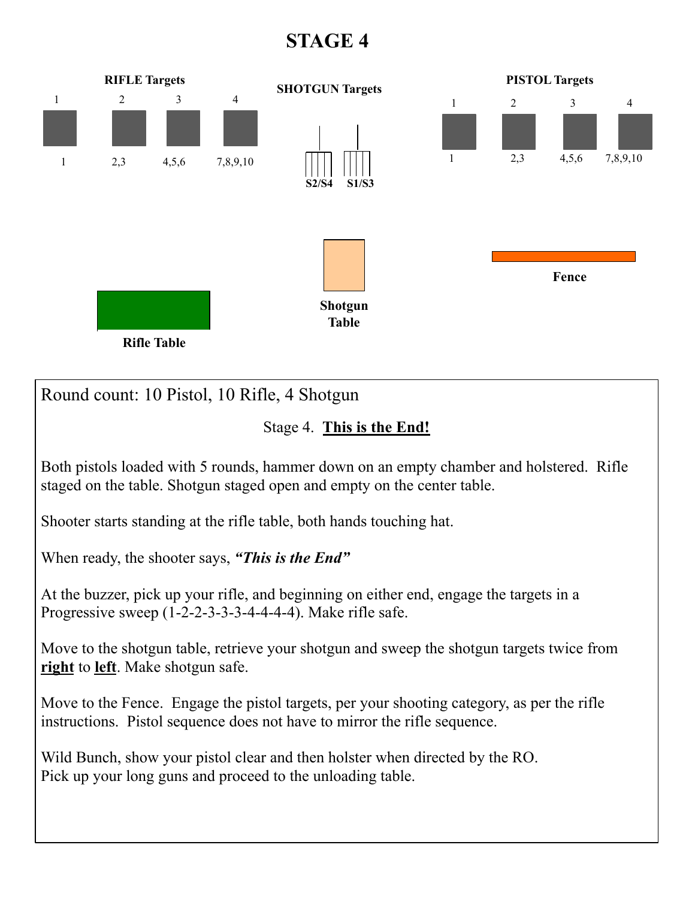# STAGE 4

**RIFLE Targets**

1 2 3 4

1 2,3 4,5,6 7,8,9,10

**SHOTGUN Targets**

**S2/S4** **S1/S3**

**PISTOL Targets**

1 2 3 4

1 2,3 4,5,6 7,8,9,10

**Shotgun Table**

**Fence**

**Rifle Table**

Round count: 10 Pistol, 10 Rifle, 4 Shotgun

Stage 4. **<u>This is the End!</u>**

Both pistols loaded with 5 rounds, hammer down on an empty chamber and holstered. Rifle staged on the table. Shotgun staged open and empty on the center table.

Shooter starts standing at the rifle table, both hands touching hat.

When ready, the shooter says, ***"This is the End"***

At the buzzer, pick up your rifle, and beginning on either end, engage the targets in a Progressive sweep (1-2-2-3-3-3-4-4-4-4). Make rifle safe.

Move to the shotgun table, retrieve your shotgun and sweep the shotgun targets twice from **<u>right</u>** to **<u>left</u>**. Make shotgun safe.

Move to the Fence. Engage the pistol targets, per your shooting category, as per the rifle instructions. Pistol sequence does not have to mirror the rifle sequence.

Wild Bunch, show your pistol clear and then holster when directed by the RO.
Pick up your long guns and proceed to the unloading table.